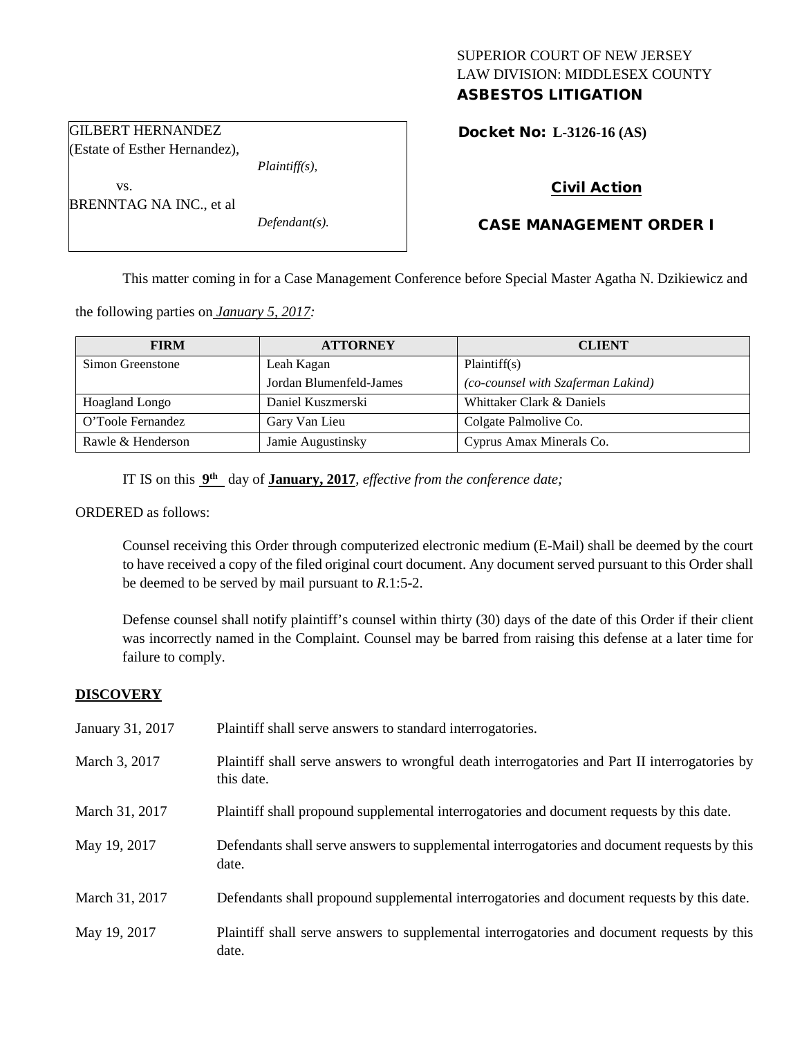SUPERIOR COURT OF NEW JERSEY
LAW DIVISION: MIDDLESEX COUNTY
**ASBESTOS LITIGATION**

GILBERT HERNANDEZ
(Estate of Esther Hernandez),
*Plaintiff(s),*
vs.
BRENNTAG NA INC., et al
*Defendant(s).*

**Docket No: L-3126-16 (AS)**

**Civil Action**

**CASE MANAGEMENT ORDER I**

This matter coming in for a Case Management Conference before Special Master Agatha N. Dzikiewicz and the following parties on *January 5, 2017:*

| FIRM | ATTORNEY | CLIENT |
|---|---|---|
| Simon Greenstone | Leah Kagan | Plaintiff(s) |
| | Jordan Blumenfeld-James | *(co-counsel with Szaferman Lakind)* |
| Hoagland Longo | Daniel Kuszmerski | Whittaker Clark & Daniels |
| O'Toole Fernandez | Gary Van Lieu | Colgate Palmolive Co. |
| Rawle & Henderson | Jamie Augustinsky | Cyprus Amax Minerals Co. |

IT IS on this **9th** day of **January, 2017**, *effective from the conference date;*

ORDERED as follows:

Counsel receiving this Order through computerized electronic medium (E-Mail) shall be deemed by the court to have received a copy of the filed original court document. Any document served pursuant to this Order shall be deemed to be served by mail pursuant to *R*.1:5-2.

Defense counsel shall notify plaintiff's counsel within thirty (30) days of the date of this Order if their client was incorrectly named in the Complaint. Counsel may be barred from raising this defense at a later time for failure to comply.

## DISCOVERY

| | |
|---|---|
| January 31, 2017 | Plaintiff shall serve answers to standard interrogatories. |
| March 3, 2017 | Plaintiff shall serve answers to wrongful death interrogatories and Part II interrogatories by this date. |
| March 31, 2017 | Plaintiff shall propound supplemental interrogatories and document requests by this date. |
| May 19, 2017 | Defendants shall serve answers to supplemental interrogatories and document requests by this date. |
| March 31, 2017 | Defendants shall propound supplemental interrogatories and document requests by this date. |
| May 19, 2017 | Plaintiff shall serve answers to supplemental interrogatories and document requests by this date. |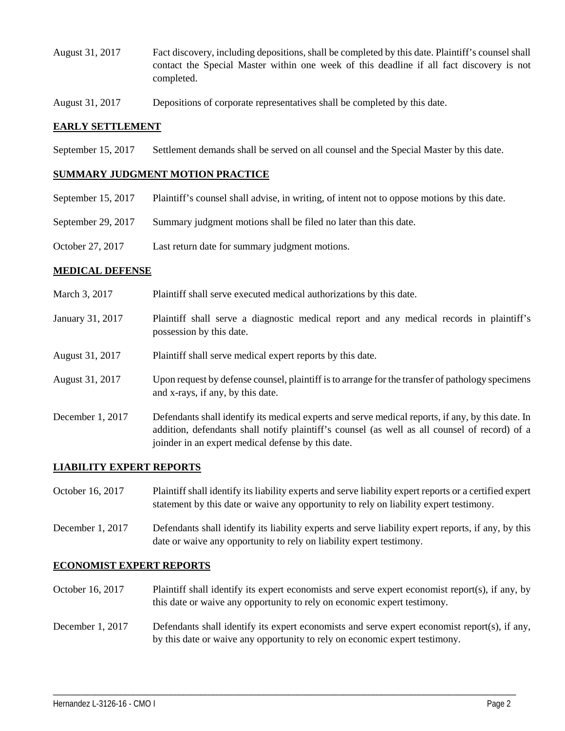August 31, 2017 Fact discovery, including depositions, shall be completed by this date. Plaintiff's counsel shall contact the Special Master within one week of this deadline if all fact discovery is not completed.

August 31, 2017 Depositions of corporate representatives shall be completed by this date.

## EARLY SETTLEMENT

September 15, 2017 Settlement demands shall be served on all counsel and the Special Master by this date.

## SUMMARY JUDGMENT MOTION PRACTICE

September 15, 2017 Plaintiff's counsel shall advise, in writing, of intent not to oppose motions by this date.

September 29, 2017 Summary judgment motions shall be filed no later than this date.

October 27, 2017 Last return date for summary judgment motions.

## MEDICAL DEFENSE

March 3, 2017 Plaintiff shall serve executed medical authorizations by this date.

January 31, 2017 Plaintiff shall serve a diagnostic medical report and any medical records in plaintiff's possession by this date.

August 31, 2017 Plaintiff shall serve medical expert reports by this date.

August 31, 2017 Upon request by defense counsel, plaintiff is to arrange for the transfer of pathology specimens and x-rays, if any, by this date.

December 1, 2017 Defendants shall identify its medical experts and serve medical reports, if any, by this date. In addition, defendants shall notify plaintiff's counsel (as well as all counsel of record) of a joinder in an expert medical defense by this date.

## LIABILITY EXPERT REPORTS

October 16, 2017 Plaintiff shall identify its liability experts and serve liability expert reports or a certified expert statement by this date or waive any opportunity to rely on liability expert testimony.

December 1, 2017 Defendants shall identify its liability experts and serve liability expert reports, if any, by this date or waive any opportunity to rely on liability expert testimony.

## ECONOMIST EXPERT REPORTS

October 16, 2017 Plaintiff shall identify its expert economists and serve expert economist report(s), if any, by this date or waive any opportunity to rely on economic expert testimony.

December 1, 2017 Defendants shall identify its expert economists and serve expert economist report(s), if any, by this date or waive any opportunity to rely on economic expert testimony.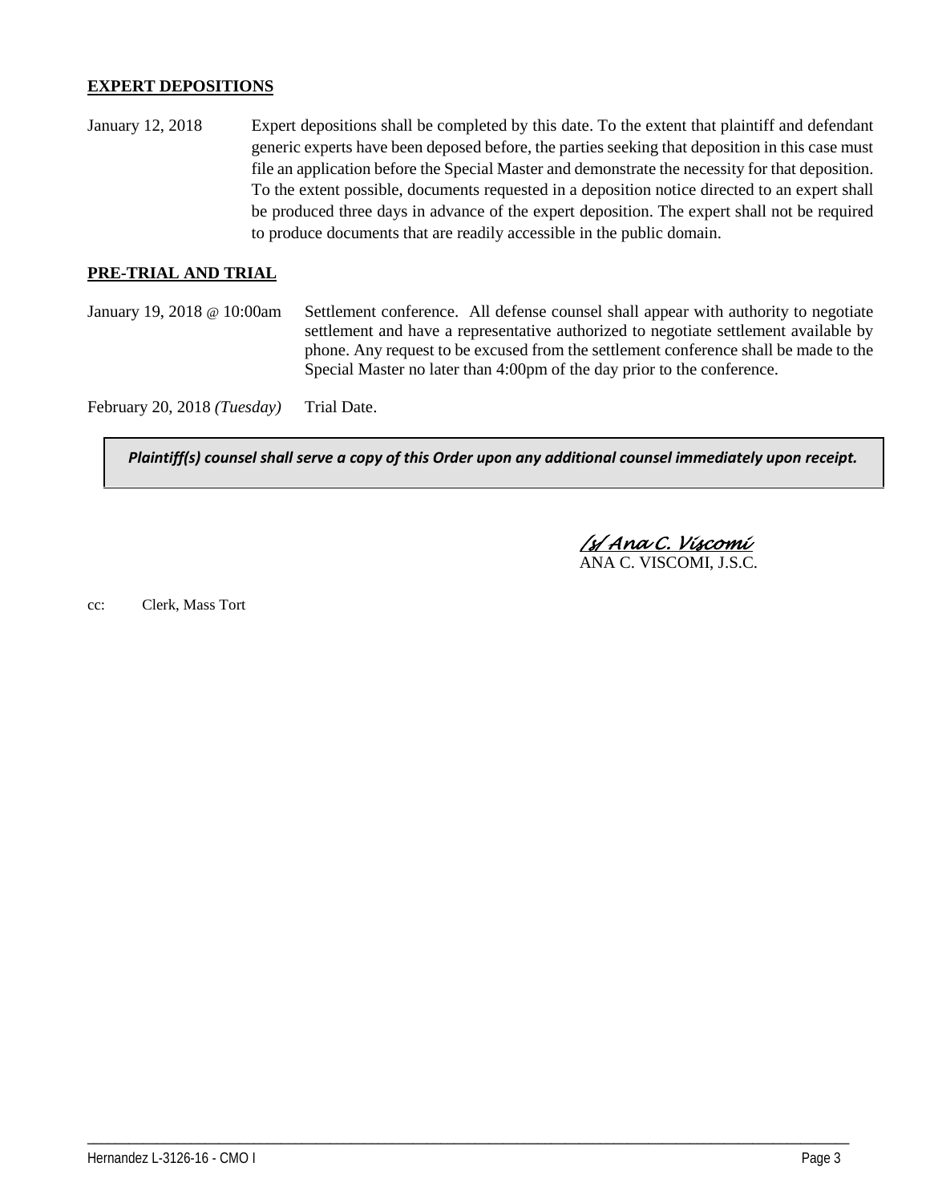**EXPERT DEPOSITIONS**

January 12, 2018 — Expert depositions shall be completed by this date. To the extent that plaintiff and defendant generic experts have been deposed before, the parties seeking that deposition in this case must file an application before the Special Master and demonstrate the necessity for that deposition. To the extent possible, documents requested in a deposition notice directed to an expert shall be produced three days in advance of the expert deposition. The expert shall not be required to produce documents that are readily accessible in the public domain.

**PRE-TRIAL AND TRIAL**

January 19, 2018 @ 10:00am — Settlement conference. All defense counsel shall appear with authority to negotiate settlement and have a representative authorized to negotiate settlement available by phone. Any request to be excused from the settlement conference shall be made to the Special Master no later than 4:00pm of the day prior to the conference.

February 20, 2018 *(Tuesday)* — Trial Date.

***Plaintiff(s) counsel shall serve a copy of this Order upon any additional counsel immediately upon receipt.***

*/s/ Ana C. Viscomi*
ANA C. VISCOMI, J.S.C.

cc: Clerk, Mass Tort